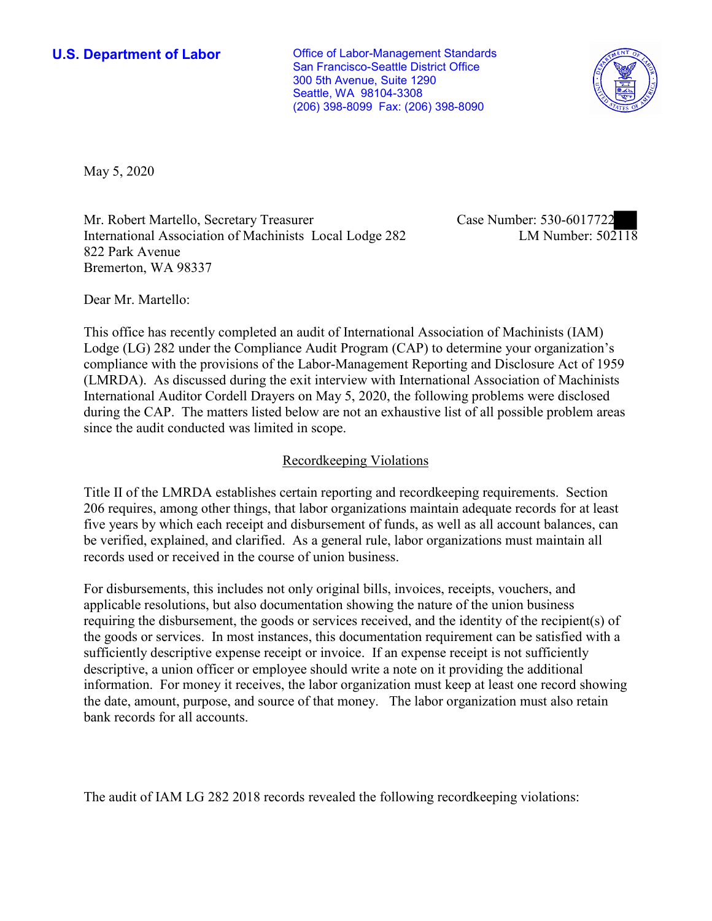**U.S. Department of Labor**

Office of Labor-Management Standards
San Francisco-Seattle District Office
300 5th Avenue, Suite 1290
Seattle, WA 98104-3308
(206) 398-8099 Fax: (206) 398-8090

May 5, 2020

Mr. Robert Martello, Secretary Treasurer
International Association of Machinists Local Lodge 282
822 Park Avenue
Bremerton, WA 98337

Case Number: 530-6017722
LM Number: 502118

Dear Mr. Martello:

This office has recently completed an audit of International Association of Machinists (IAM) Lodge (LG) 282 under the Compliance Audit Program (CAP) to determine your organization's compliance with the provisions of the Labor-Management Reporting and Disclosure Act of 1959 (LMRDA). As discussed during the exit interview with International Association of Machinists International Auditor Cordell Drayers on May 5, 2020, the following problems were disclosed during the CAP. The matters listed below are not an exhaustive list of all possible problem areas since the audit conducted was limited in scope.

## Recordkeeping Violations

Title II of the LMRDA establishes certain reporting and recordkeeping requirements. Section 206 requires, among other things, that labor organizations maintain adequate records for at least five years by which each receipt and disbursement of funds, as well as all account balances, can be verified, explained, and clarified. As a general rule, labor organizations must maintain all records used or received in the course of union business.

For disbursements, this includes not only original bills, invoices, receipts, vouchers, and applicable resolutions, but also documentation showing the nature of the union business requiring the disbursement, the goods or services received, and the identity of the recipient(s) of the goods or services. In most instances, this documentation requirement can be satisfied with a sufficiently descriptive expense receipt or invoice. If an expense receipt is not sufficiently descriptive, a union officer or employee should write a note on it providing the additional information. For money it receives, the labor organization must keep at least one record showing the date, amount, purpose, and source of that money. The labor organization must also retain bank records for all accounts.

The audit of IAM LG 282 2018 records revealed the following recordkeeping violations: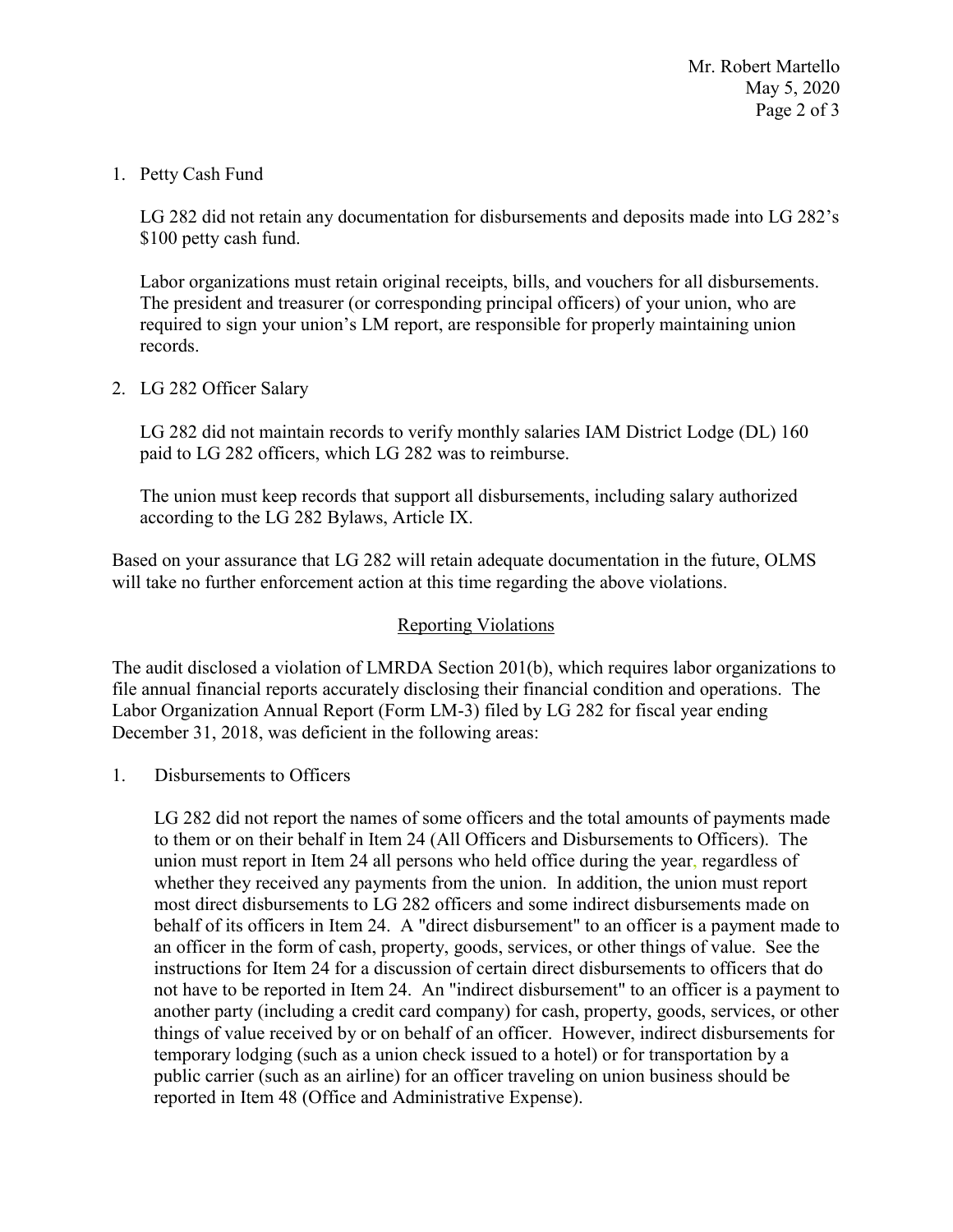1. Petty Cash Fund

   LG 282 did not retain any documentation for disbursements and deposits made into LG 282's $100 petty cash fund.

   Labor organizations must retain original receipts, bills, and vouchers for all disbursements. The president and treasurer (or corresponding principal officers) of your union, who are required to sign your union's LM report, are responsible for properly maintaining union records.

2. LG 282 Officer Salary

   LG 282 did not maintain records to verify monthly salaries IAM District Lodge (DL) 160 paid to LG 282 officers, which LG 282 was to reimburse.

   The union must keep records that support all disbursements, including salary authorized according to the LG 282 Bylaws, Article IX.

Based on your assurance that LG 282 will retain adequate documentation in the future, OLMS will take no further enforcement action at this time regarding the above violations.

## Reporting Violations

The audit disclosed a violation of LMRDA Section 201(b), which requires labor organizations to file annual financial reports accurately disclosing their financial condition and operations. The Labor Organization Annual Report (Form LM-3) filed by LG 282 for fiscal year ending December 31, 2018, was deficient in the following areas:

1. Disbursements to Officers

   LG 282 did not report the names of some officers and the total amounts of payments made to them or on their behalf in Item 24 (All Officers and Disbursements to Officers). The union must report in Item 24 all persons who held office during the year, regardless of whether they received any payments from the union. In addition, the union must report most direct disbursements to LG 282 officers and some indirect disbursements made on behalf of its officers in Item 24. A "direct disbursement" to an officer is a payment made to an officer in the form of cash, property, goods, services, or other things of value. See the instructions for Item 24 for a discussion of certain direct disbursements to officers that do not have to be reported in Item 24. An "indirect disbursement" to an officer is a payment to another party (including a credit card company) for cash, property, goods, services, or other things of value received by or on behalf of an officer. However, indirect disbursements for temporary lodging (such as a union check issued to a hotel) or for transportation by a public carrier (such as an airline) for an officer traveling on union business should be reported in Item 48 (Office and Administrative Expense).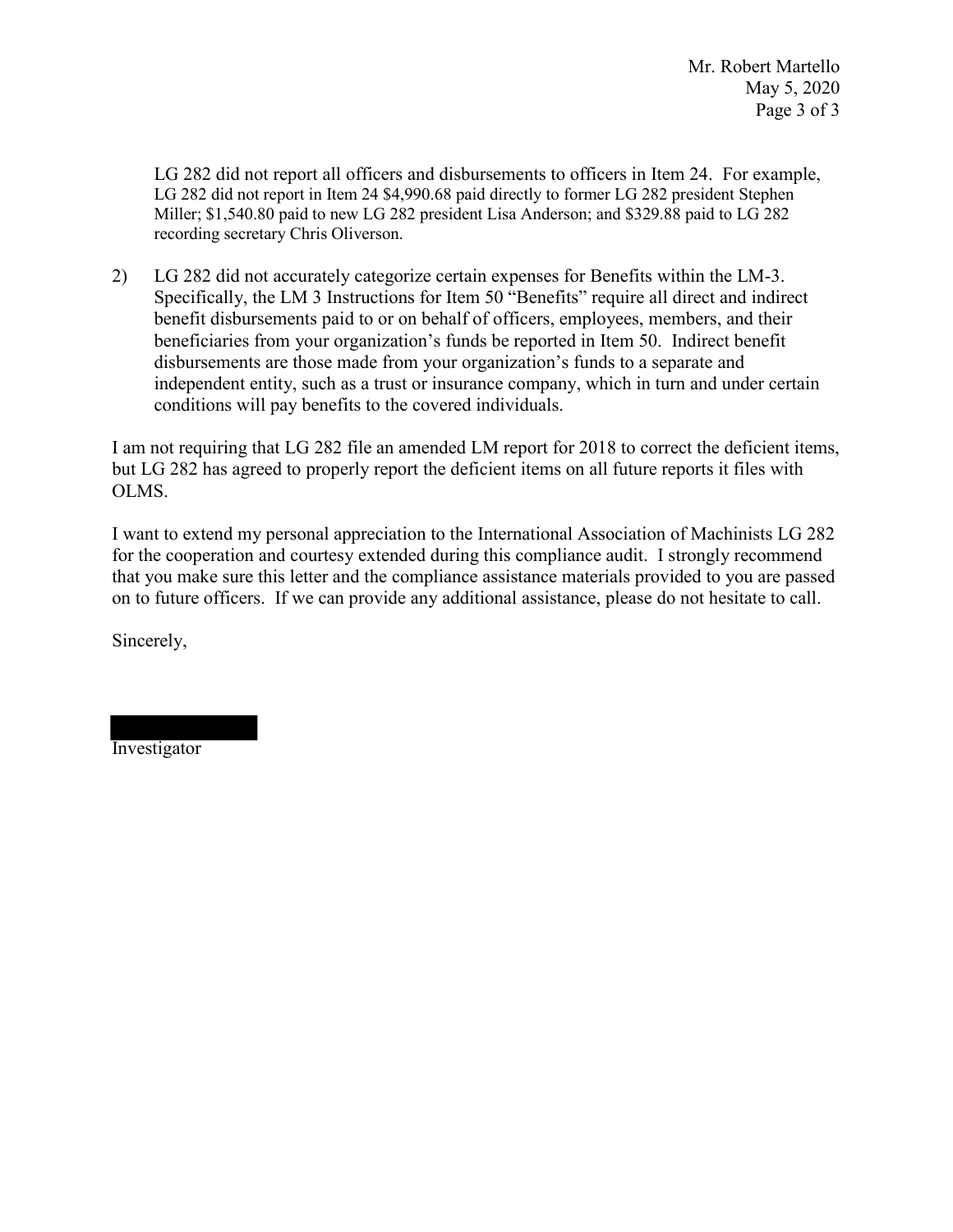LG 282 did not report all officers and disbursements to officers in Item 24. For example, LG 282 did not report in Item 24 $4,990.68 paid directly to former LG 282 president Stephen Miller; $1,540.80 paid to new LG 282 president Lisa Anderson; and $329.88 paid to LG 282 recording secretary Chris Oliverson.

2) LG 282 did not accurately categorize certain expenses for Benefits within the LM-3. Specifically, the LM 3 Instructions for Item 50 "Benefits" require all direct and indirect benefit disbursements paid to or on behalf of officers, employees, members, and their beneficiaries from your organization's funds be reported in Item 50. Indirect benefit disbursements are those made from your organization's funds to a separate and independent entity, such as a trust or insurance company, which in turn and under certain conditions will pay benefits to the covered individuals.

I am not requiring that LG 282 file an amended LM report for 2018 to correct the deficient items, but LG 282 has agreed to properly report the deficient items on all future reports it files with OLMS.

I want to extend my personal appreciation to the International Association of Machinists LG 282 for the cooperation and courtesy extended during this compliance audit. I strongly recommend that you make sure this letter and the compliance assistance materials provided to you are passed on to future officers. If we can provide any additional assistance, please do not hesitate to call.

Sincerely,

Investigator